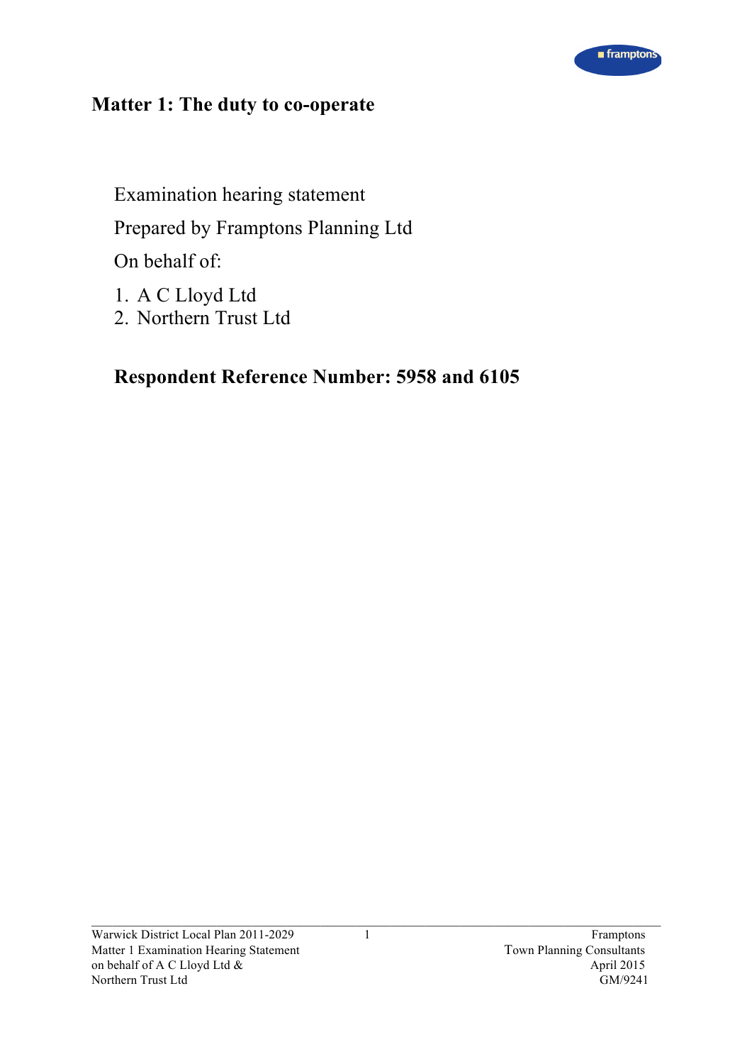# Matter 1: The duty to co-operate

Examination hearing statement

Prepared by Framptons Planning Ltd

On behalf of:

1. A C Lloyd Ltd
2. Northern Trust Ltd

**Respondent Reference Number: 5958 and 6105**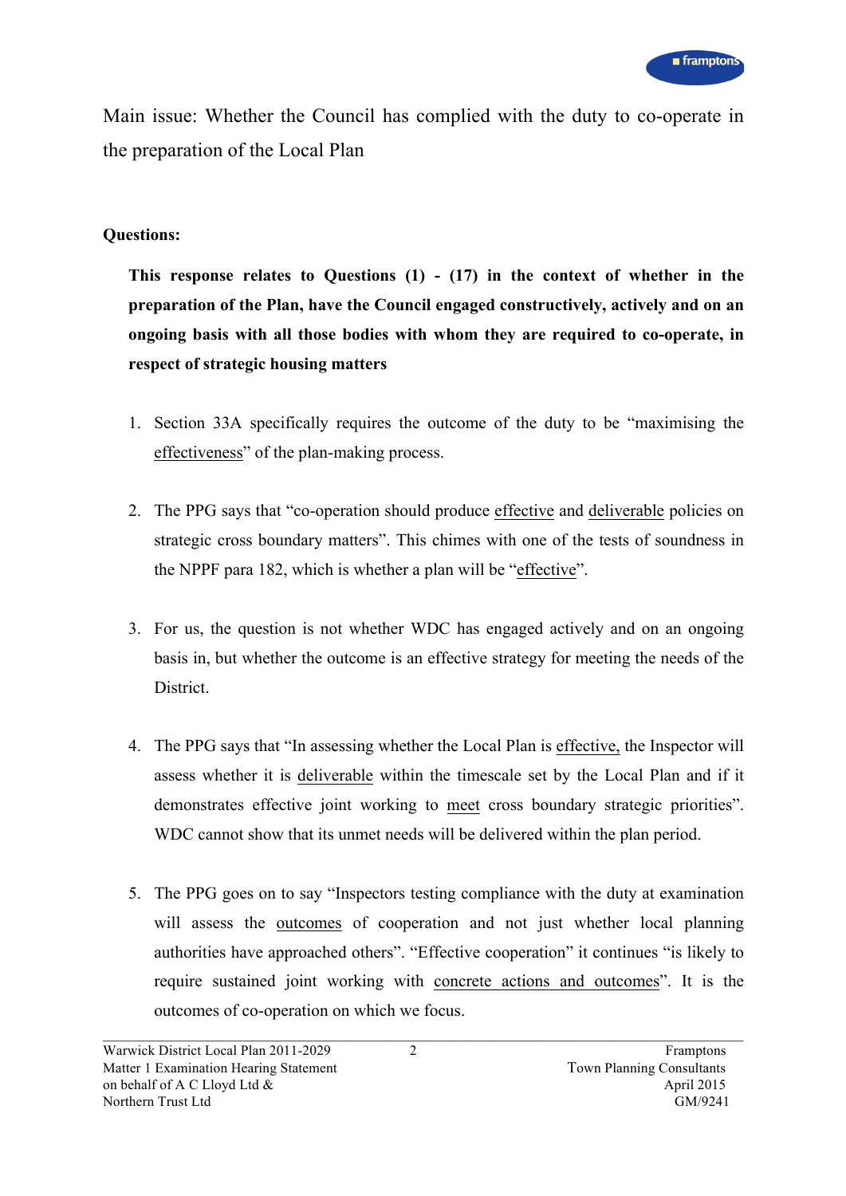Main issue: Whether the Council has complied with the duty to co-operate in the preparation of the Local Plan

**Questions:**

**This response relates to Questions (1) - (17) in the context of whether in the preparation of the Plan, have the Council engaged constructively, actively and on an ongoing basis with all those bodies with whom they are required to co-operate, in respect of strategic housing matters**

1. Section 33A specifically requires the outcome of the duty to be "maximising the effectiveness" of the plan-making process.

2. The PPG says that "co-operation should produce effective and deliverable policies on strategic cross boundary matters". This chimes with one of the tests of soundness in the NPPF para 182, which is whether a plan will be "effective".

3. For us, the question is not whether WDC has engaged actively and on an ongoing basis in, but whether the outcome is an effective strategy for meeting the needs of the District.

4. The PPG says that "In assessing whether the Local Plan is effective, the Inspector will assess whether it is deliverable within the timescale set by the Local Plan and if it demonstrates effective joint working to meet cross boundary strategic priorities". WDC cannot show that its unmet needs will be delivered within the plan period.

5. The PPG goes on to say "Inspectors testing compliance with the duty at examination will assess the outcomes of cooperation and not just whether local planning authorities have approached others". "Effective cooperation" it continues "is likely to require sustained joint working with concrete actions and outcomes". It is the outcomes of co-operation on which we focus.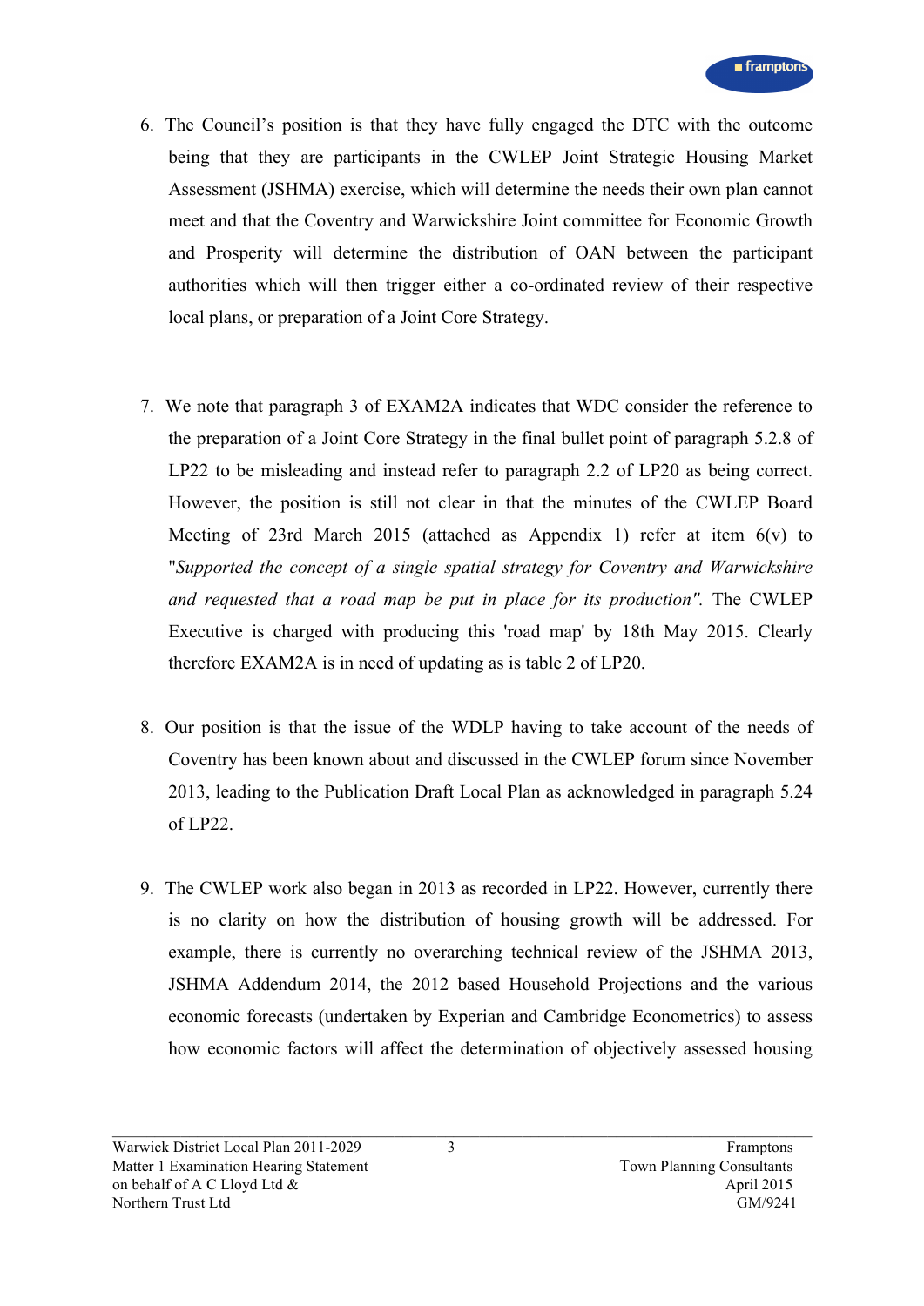6. The Council's position is that they have fully engaged the DTC with the outcome being that they are participants in the CWLEP Joint Strategic Housing Market Assessment (JSHMA) exercise, which will determine the needs their own plan cannot meet and that the Coventry and Warwickshire Joint committee for Economic Growth and Prosperity will determine the distribution of OAN between the participant authorities which will then trigger either a co-ordinated review of their respective local plans, or preparation of a Joint Core Strategy.

7. We note that paragraph 3 of EXAM2A indicates that WDC consider the reference to the preparation of a Joint Core Strategy in the final bullet point of paragraph 5.2.8 of LP22 to be misleading and instead refer to paragraph 2.2 of LP20 as being correct. However, the position is still not clear in that the minutes of the CWLEP Board Meeting of 23rd March 2015 (attached as Appendix 1) refer at item 6(v) to "*Supported the concept of a single spatial strategy for Coventry and Warwickshire and requested that a road map be put in place for its production".* The CWLEP Executive is charged with producing this 'road map' by 18th May 2015. Clearly therefore EXAM2A is in need of updating as is table 2 of LP20.

8. Our position is that the issue of the WDLP having to take account of the needs of Coventry has been known about and discussed in the CWLEP forum since November 2013, leading to the Publication Draft Local Plan as acknowledged in paragraph 5.24 of LP22.

9. The CWLEP work also began in 2013 as recorded in LP22. However, currently there is no clarity on how the distribution of housing growth will be addressed. For example, there is currently no overarching technical review of the JSHMA 2013, JSHMA Addendum 2014, the 2012 based Household Projections and the various economic forecasts (undertaken by Experian and Cambridge Econometrics) to assess how economic factors will affect the determination of objectively assessed housing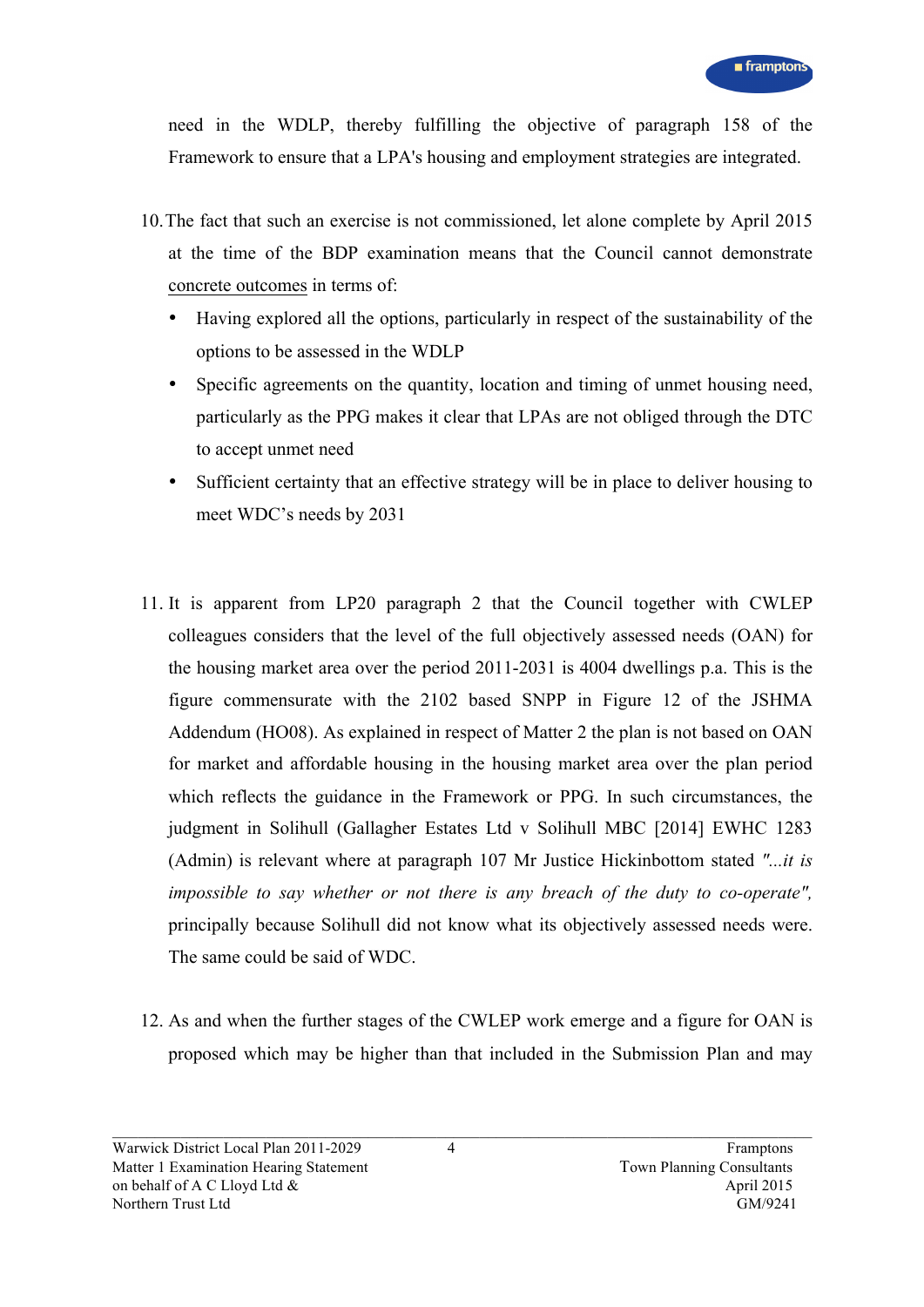need in the WDLP, thereby fulfilling the objective of paragraph 158 of the Framework to ensure that a LPA's housing and employment strategies are integrated.

10. The fact that such an exercise is not commissioned, let alone complete by April 2015 at the time of the BDP examination means that the Council cannot demonstrate <u>concrete outcomes</u> in terms of:

    - Having explored all the options, particularly in respect of the sustainability of the options to be assessed in the WDLP
    - Specific agreements on the quantity, location and timing of unmet housing need, particularly as the PPG makes it clear that LPAs are not obliged through the DTC to accept unmet need
    - Sufficient certainty that an effective strategy will be in place to deliver housing to meet WDC's needs by 2031

11. It is apparent from LP20 paragraph 2 that the Council together with CWLEP colleagues considers that the level of the full objectively assessed needs (OAN) for the housing market area over the period 2011-2031 is 4004 dwellings p.a. This is the figure commensurate with the 2102 based SNPP in Figure 12 of the JSHMA Addendum (HO08). As explained in respect of Matter 2 the plan is not based on OAN for market and affordable housing in the housing market area over the plan period which reflects the guidance in the Framework or PPG. In such circumstances, the judgment in Solihull (Gallagher Estates Ltd v Solihull MBC [2014] EWHC 1283 (Admin) is relevant where at paragraph 107 Mr Justice Hickinbottom stated *"...it is impossible to say whether or not there is any breach of the duty to co-operate"*, principally because Solihull did not know what its objectively assessed needs were. The same could be said of WDC.

12. As and when the further stages of the CWLEP work emerge and a figure for OAN is proposed which may be higher than that included in the Submission Plan and may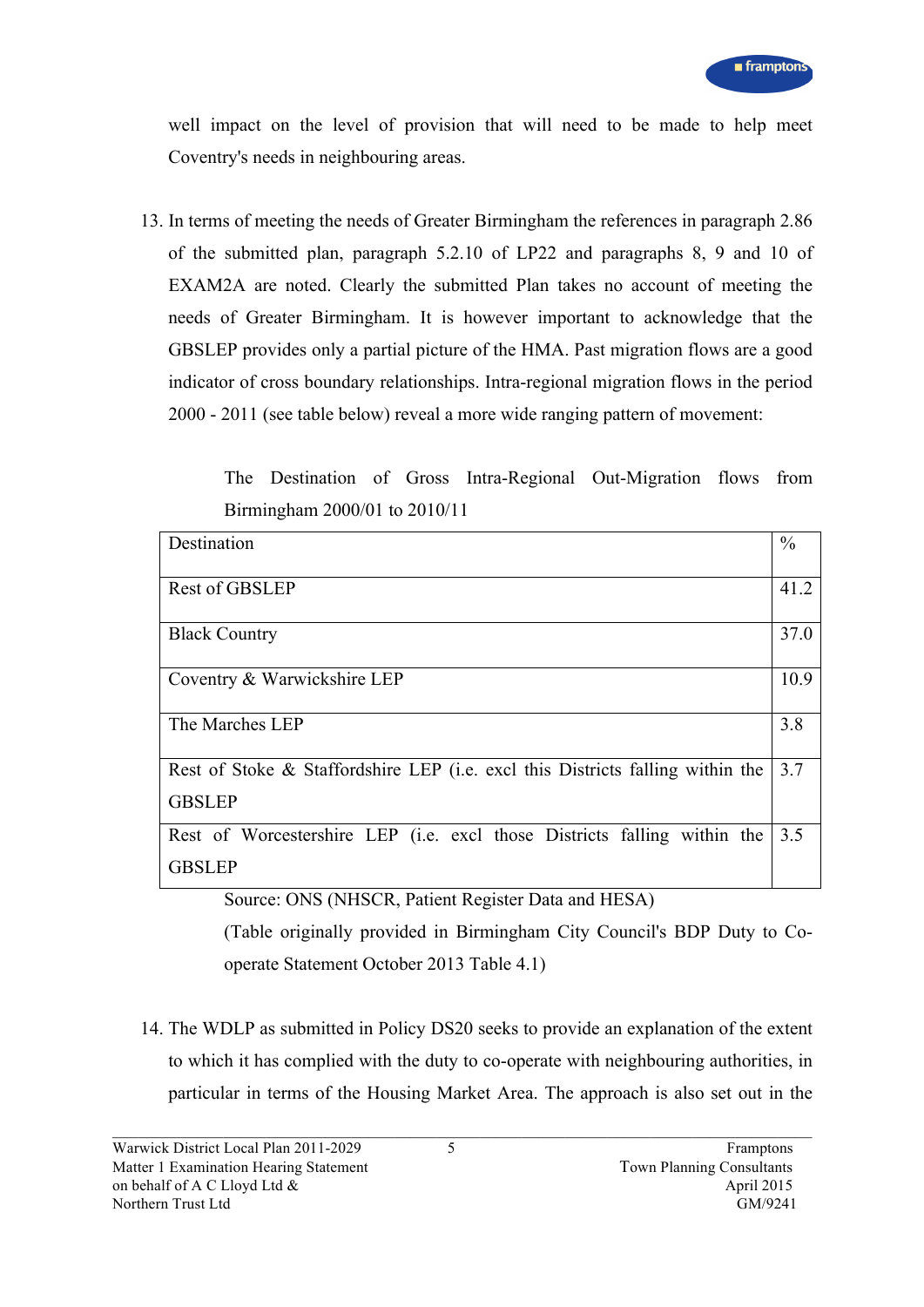well impact on the level of provision that will need to be made to help meet Coventry's needs in neighbouring areas.

13. In terms of meeting the needs of Greater Birmingham the references in paragraph 2.86 of the submitted plan, paragraph 5.2.10 of LP22 and paragraphs 8, 9 and 10 of EXAM2A are noted. Clearly the submitted Plan takes no account of meeting the needs of Greater Birmingham. It is however important to acknowledge that the GBSLEP provides only a partial picture of the HMA. Past migration flows are a good indicator of cross boundary relationships. Intra-regional migration flows in the period 2000 - 2011 (see table below) reveal a more wide ranging pattern of movement:

The Destination of Gross Intra-Regional Out-Migration flows from Birmingham 2000/01 to 2010/11

| Destination | % |
| --- | --- |
| Rest of GBSLEP | 41.2 |
| Black Country | 37.0 |
| Coventry & Warwickshire LEP | 10.9 |
| The Marches LEP | 3.8 |
| Rest of Stoke & Staffordshire LEP (i.e. excl this Districts falling within the GBSLEP | 3.7 |
| Rest of Worcestershire LEP (i.e. excl those Districts falling within the GBSLEP | 3.5 |

Source: ONS (NHSCR, Patient Register Data and HESA)
(Table originally provided in Birmingham City Council's BDP Duty to Co-operate Statement October 2013 Table 4.1)

14. The WDLP as submitted in Policy DS20 seeks to provide an explanation of the extent to which it has complied with the duty to co-operate with neighbouring authorities, in particular in terms of the Housing Market Area. The approach is also set out in the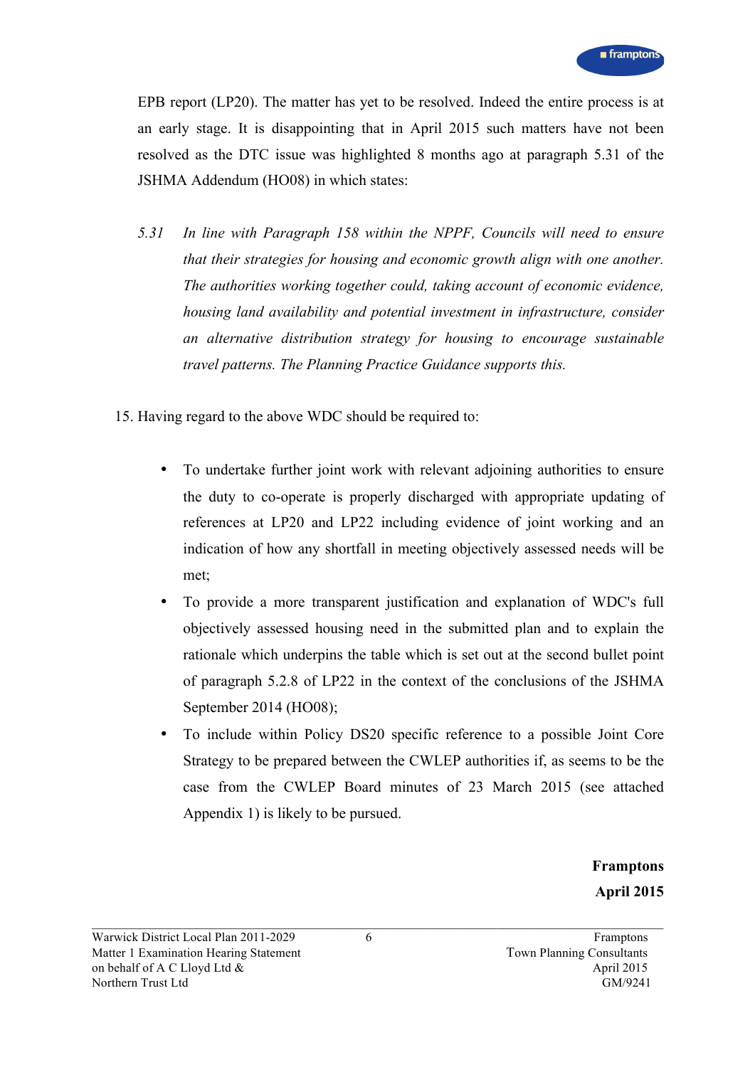EPB report (LP20). The matter has yet to be resolved. Indeed the entire process is at an early stage. It is disappointing that in April 2015 such matters have not been resolved as the DTC issue was highlighted 8 months ago at paragraph 5.31 of the JSHMA Addendum (HO08) in which states:

> *5.31 In line with Paragraph 158 within the NPPF, Councils will need to ensure that their strategies for housing and economic growth align with one another. The authorities working together could, taking account of economic evidence, housing land availability and potential investment in infrastructure, consider an alternative distribution strategy for housing to encourage sustainable travel patterns. The Planning Practice Guidance supports this.*

15. Having regard to the above WDC should be required to:

- To undertake further joint work with relevant adjoining authorities to ensure the duty to co-operate is properly discharged with appropriate updating of references at LP20 and LP22 including evidence of joint working and an indication of how any shortfall in meeting objectively assessed needs will be met;
- To provide a more transparent justification and explanation of WDC's full objectively assessed housing need in the submitted plan and to explain the rationale which underpins the table which is set out at the second bullet point of paragraph 5.2.8 of LP22 in the context of the conclusions of the JSHMA September 2014 (HO08);
- To include within Policy DS20 specific reference to a possible Joint Core Strategy to be prepared between the CWLEP authorities if, as seems to be the case from the CWLEP Board minutes of 23 March 2015 (see attached Appendix 1) is likely to be pursued.

**Framptons**

**April 2015**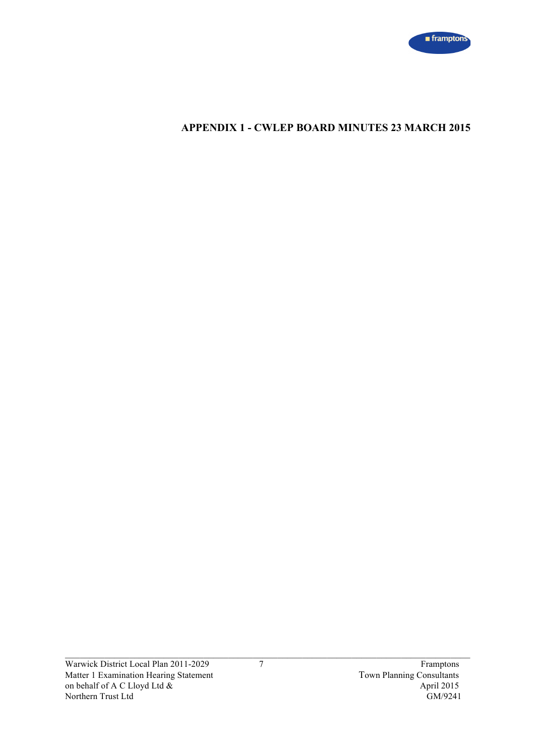# APPENDIX 1 - CWLEP BOARD MINUTES 23 MARCH 2015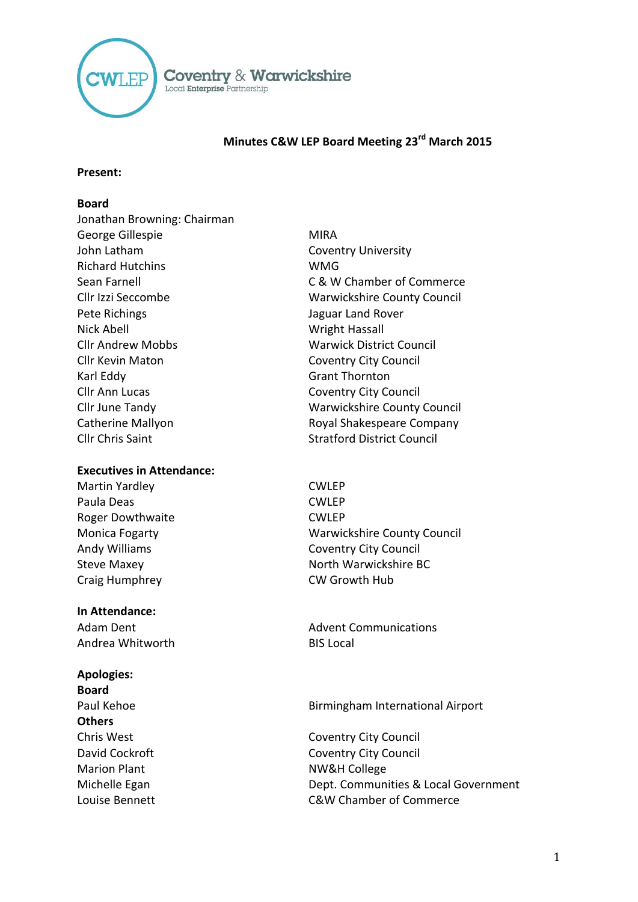Coventry & Warwickshire
Local Enterprise Partnership

# Minutes C&W LEP Board Meeting 23rd March 2015

**Present:**

**Board**

| | |
|---|---|
| Jonathan Browning: Chairman | |
| George Gillespie | MIRA |
| John Latham | Coventry University |
| Richard Hutchins | WMG |
| Sean Farnell | C & W Chamber of Commerce |
| Cllr Izzi Seccombe | Warwickshire County Council |
| Pete Richings | Jaguar Land Rover |
| Nick Abell | Wright Hassall |
| Cllr Andrew Mobbs | Warwick District Council |
| Cllr Kevin Maton | Coventry City Council |
| Karl Eddy | Grant Thornton |
| Cllr Ann Lucas | Coventry City Council |
| Cllr June Tandy | Warwickshire County Council |
| Catherine Mallyon | Royal Shakespeare Company |
| Cllr Chris Saint | Stratford District Council |

**Executives in Attendance:**

| | |
|---|---|
| Martin Yardley | CWLEP |
| Paula Deas | CWLEP |
| Roger Dowthwaite | CWLEP |
| Monica Fogarty | Warwickshire County Council |
| Andy Williams | Coventry City Council |
| Steve Maxey | North Warwickshire BC |
| Craig Humphrey | CW Growth Hub |

**In Attendance:**

| | |
|---|---|
| Adam Dent | Advent Communications |
| Andrea Whitworth | BIS Local |

**Apologies:**

**Board**

| | |
|---|---|
| Paul Kehoe | Birmingham International Airport |

**Others**

| | |
|---|---|
| Chris West | Coventry City Council |
| David Cockroft | Coventry City Council |
| Marion Plant | NW&H College |
| Michelle Egan | Dept. Communities & Local Government |
| Louise Bennett | C&W Chamber of Commerce |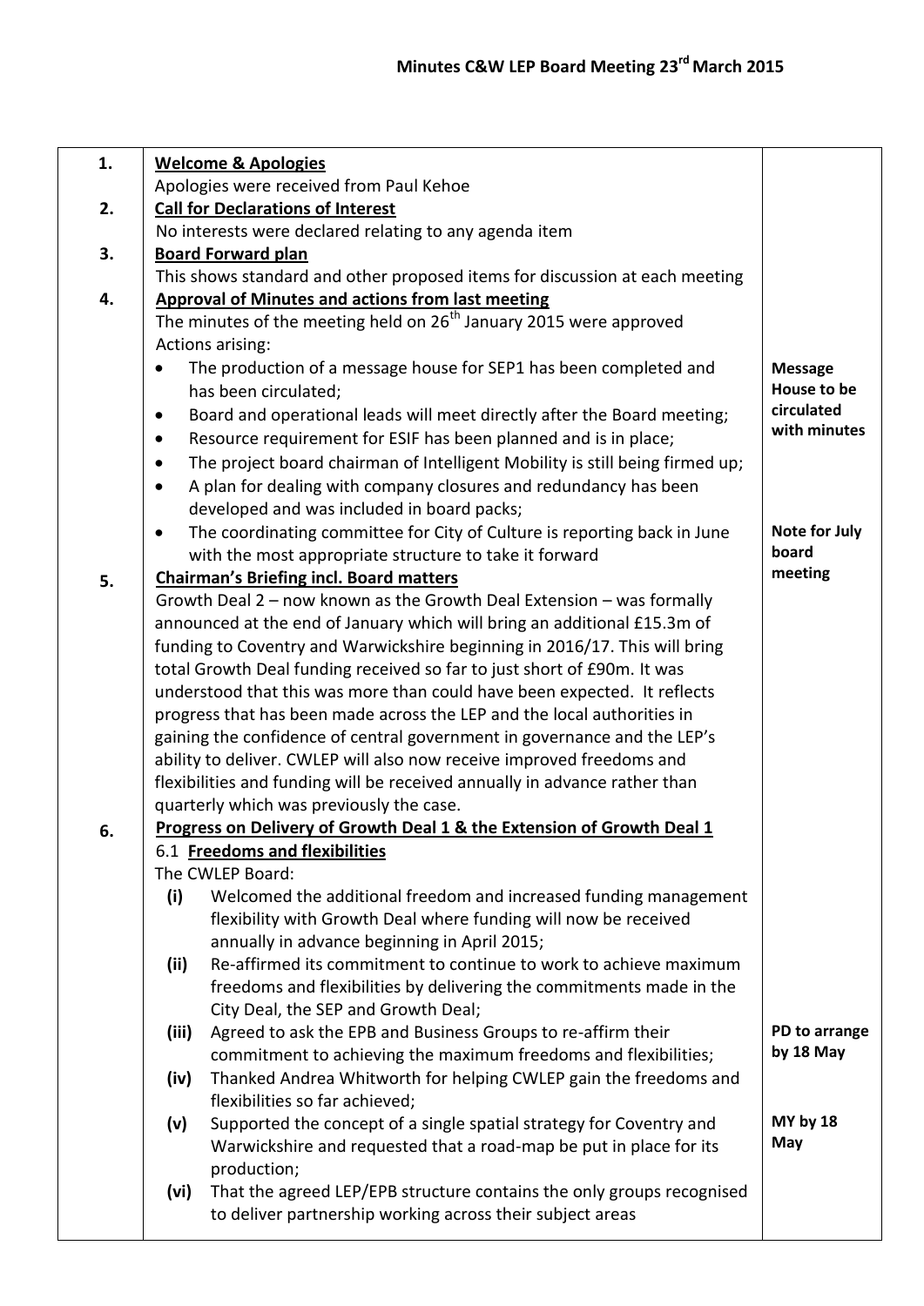# Minutes C&W LEP Board Meeting 23rd March 2015

| | | |
|---|---|---|
| **1.** | **Welcome & Apologies**<br>Apologies were received from Paul Kehoe | |
| **2.** | **Call for Declarations of Interest**<br>No interests were declared relating to any agenda item | |
| **3.** | **Board Forward plan**<br>This shows standard and other proposed items for discussion at each meeting | |
| **4.** | **Approval of Minutes and actions from last meeting**<br>The minutes of the meeting held on 26th January 2015 were approved<br>Actions arising:<br>• The production of a message house for SEP1 has been completed and has been circulated;<br>• Board and operational leads will meet directly after the Board meeting;<br>• Resource requirement for ESIF has been planned and is in place;<br>• The project board chairman of Intelligent Mobility is still being firmed up;<br>• A plan for dealing with company closures and redundancy has been developed and was included in board packs;<br>• The coordinating committee for City of Culture is reporting back in June with the most appropriate structure to take it forward | **Message House to be circulated with minutes**<br><br>**Note for July board meeting** |
| **5.** | **Chairman's Briefing incl. Board matters**<br>Growth Deal 2 – now known as the Growth Deal Extension – was formally announced at the end of January which will bring an additional £15.3m of funding to Coventry and Warwickshire beginning in 2016/17. This will bring total Growth Deal funding received so far to just short of £90m. It was understood that this was more than could have been expected. It reflects progress that has been made across the LEP and the local authorities in gaining the confidence of central government in governance and the LEP's ability to deliver. CWLEP will also now receive improved freedoms and flexibilities and funding will be received annually in advance rather than quarterly which was previously the case. | |
| **6.** | **Progress on Delivery of Growth Deal 1 & the Extension of Growth Deal 1**<br>6.1 **Freedoms and flexibilities**<br>The CWLEP Board:<br>**(i)** Welcomed the additional freedom and increased funding management flexibility with Growth Deal where funding will now be received annually in advance beginning in April 2015;<br>**(ii)** Re-affirmed its commitment to continue to work to achieve maximum freedoms and flexibilities by delivering the commitments made in the City Deal, the SEP and Growth Deal;<br>**(iii)** Agreed to ask the EPB and Business Groups to re-affirm their commitment to achieving the maximum freedoms and flexibilities;<br>**(iv)** Thanked Andrea Whitworth for helping CWLEP gain the freedoms and flexibilities so far achieved;<br>**(v)** Supported the concept of a single spatial strategy for Coventry and Warwickshire and requested that a road-map be put in place for its production;<br>**(vi)** That the agreed LEP/EPB structure contains the only groups recognised to deliver partnership working across their subject areas | **PD to arrange by 18 May**<br><br>**MY by 18 May** |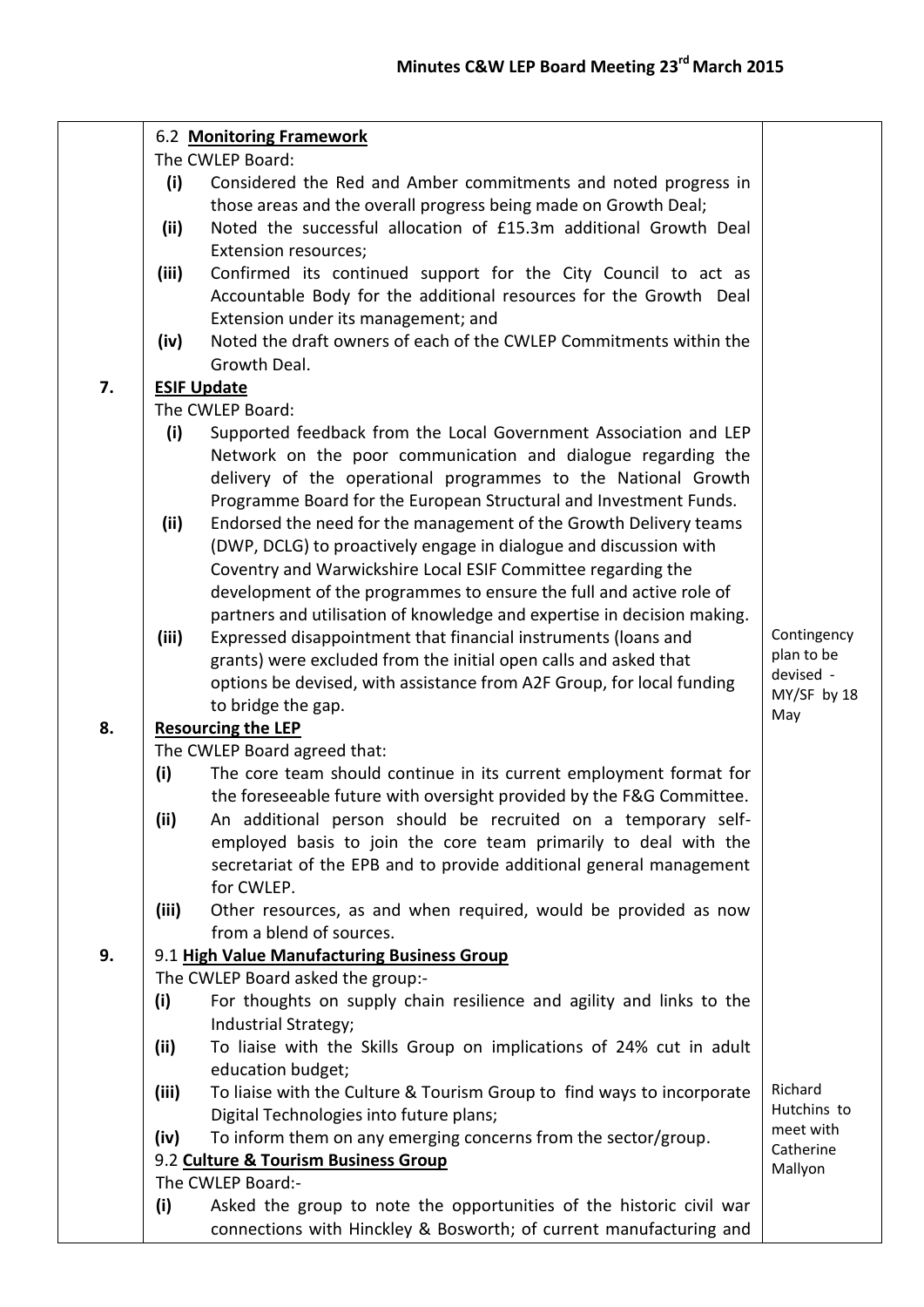| | | |
|---|---|---|
| | 6.2 **Monitoring Framework**<br>The CWLEP Board:<br>**(i)** Considered the Red and Amber commitments and noted progress in those areas and the overall progress being made on Growth Deal;<br>**(ii)** Noted the successful allocation of £15.3m additional Growth Deal Extension resources;<br>**(iii)** Confirmed its continued support for the City Council to act as Accountable Body for the additional resources for the Growth Deal Extension under its management; and<br>**(iv)** Noted the draft owners of each of the CWLEP Commitments within the Growth Deal. | |
| **7.** | **ESIF Update**<br>The CWLEP Board:<br>**(i)** Supported feedback from the Local Government Association and LEP Network on the poor communication and dialogue regarding the delivery of the operational programmes to the National Growth Programme Board for the European Structural and Investment Funds.<br>**(ii)** Endorsed the need for the management of the Growth Delivery teams (DWP, DCLG) to proactively engage in dialogue and discussion with Coventry and Warwickshire Local ESIF Committee regarding the development of the programmes to ensure the full and active role of partners and utilisation of knowledge and expertise in decision making.<br>**(iii)** Expressed disappointment that financial instruments (loans and grants) were excluded from the initial open calls and asked that options be devised, with assistance from A2F Group, for local funding to bridge the gap. | Contingency plan to be devised - MY/SF by 18 May |
| **8.** | **Resourcing the LEP**<br>The CWLEP Board agreed that:<br>**(i)** The core team should continue in its current employment format for the foreseeable future with oversight provided by the F&G Committee.<br>**(ii)** An additional person should be recruited on a temporary self-employed basis to join the core team primarily to deal with the secretariat of the EPB and to provide additional general management for CWLEP.<br>**(iii)** Other resources, as and when required, would be provided as now from a blend of sources. | |
| **9.** | 9.1 **High Value Manufacturing Business Group**<br>The CWLEP Board asked the group:-<br>**(i)** For thoughts on supply chain resilience and agility and links to the Industrial Strategy;<br>**(ii)** To liaise with the Skills Group on implications of 24% cut in adult education budget;<br>**(iii)** To liaise with the Culture & Tourism Group to find ways to incorporate Digital Technologies into future plans;<br>**(iv)** To inform them on any emerging concerns from the sector/group.<br>9.2 **Culture & Tourism Business Group**<br>The CWLEP Board:-<br>**(i)** Asked the group to note the opportunities of the historic civil war connections with Hinckley & Bosworth; of current manufacturing and | Richard Hutchins to meet with Catherine Mallyon |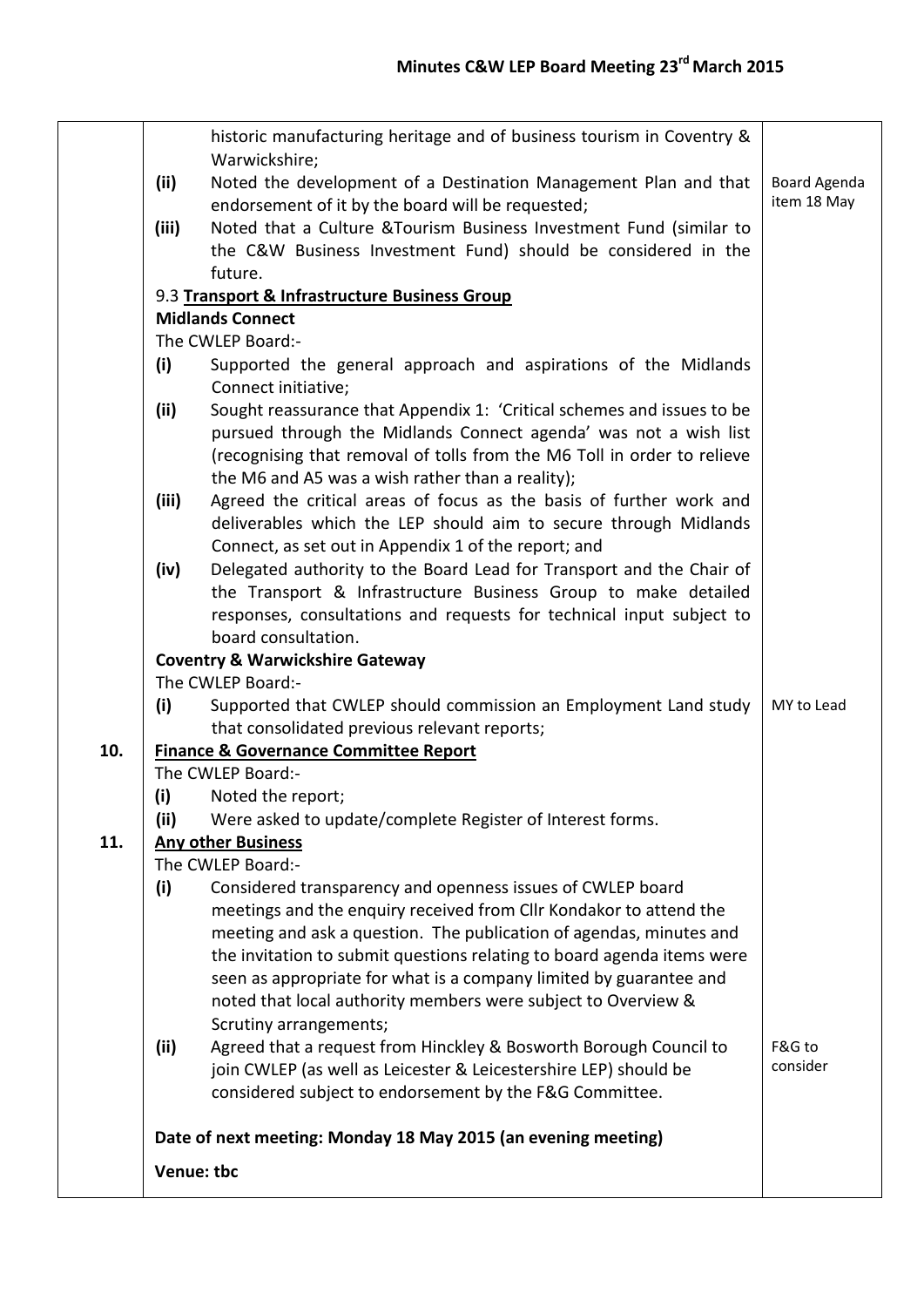| | | |
|---|---|---|
| | historic manufacturing heritage and of business tourism in Coventry & Warwickshire; | |
| | **(ii)** Noted the development of a Destination Management Plan and that endorsement of it by the board will be requested; | Board Agenda item 18 May |
| | **(iii)** Noted that a Culture &Tourism Business Investment Fund (similar to the C&W Business Investment Fund) should be considered in the future. | |
| | 9.3 **Transport & Infrastructure Business Group** | |
| | **Midlands Connect** | |
| | The CWLEP Board:- | |
| | **(i)** Supported the general approach and aspirations of the Midlands Connect initiative; | |
| | **(ii)** Sought reassurance that Appendix 1: 'Critical schemes and issues to be pursued through the Midlands Connect agenda' was not a wish list (recognising that removal of tolls from the M6 Toll in order to relieve the M6 and A5 was a wish rather than a reality); | |
| | **(iii)** Agreed the critical areas of focus as the basis of further work and deliverables which the LEP should aim to secure through Midlands Connect, as set out in Appendix 1 of the report; and | |
| | **(iv)** Delegated authority to the Board Lead for Transport and the Chair of the Transport & Infrastructure Business Group to make detailed responses, consultations and requests for technical input subject to board consultation. | |
| | **Coventry & Warwickshire Gateway** | |
| | The CWLEP Board:- | |
| | **(i)** Supported that CWLEP should commission an Employment Land study that consolidated previous relevant reports; | MY to Lead |
| **10.** | **Finance & Governance Committee Report** | |
| | The CWLEP Board:- | |
| | **(i)** Noted the report; | |
| | **(ii)** Were asked to update/complete Register of Interest forms. | |
| **11.** | **Any other Business** | |
| | The CWLEP Board:- | |
| | **(i)** Considered transparency and openness issues of CWLEP board meetings and the enquiry received from Cllr Kondakor to attend the meeting and ask a question. The publication of agendas, minutes and the invitation to submit questions relating to board agenda items were seen as appropriate for what is a company limited by guarantee and noted that local authority members were subject to Overview & Scrutiny arrangements; | |
| | **(ii)** Agreed that a request from Hinckley & Bosworth Borough Council to join CWLEP (as well as Leicester & Leicestershire LEP) should be considered subject to endorsement by the F&G Committee. | F&G to consider |
| | **Date of next meeting: Monday 18 May 2015 (an evening meeting)** | |
| | **Venue: tbc** | |